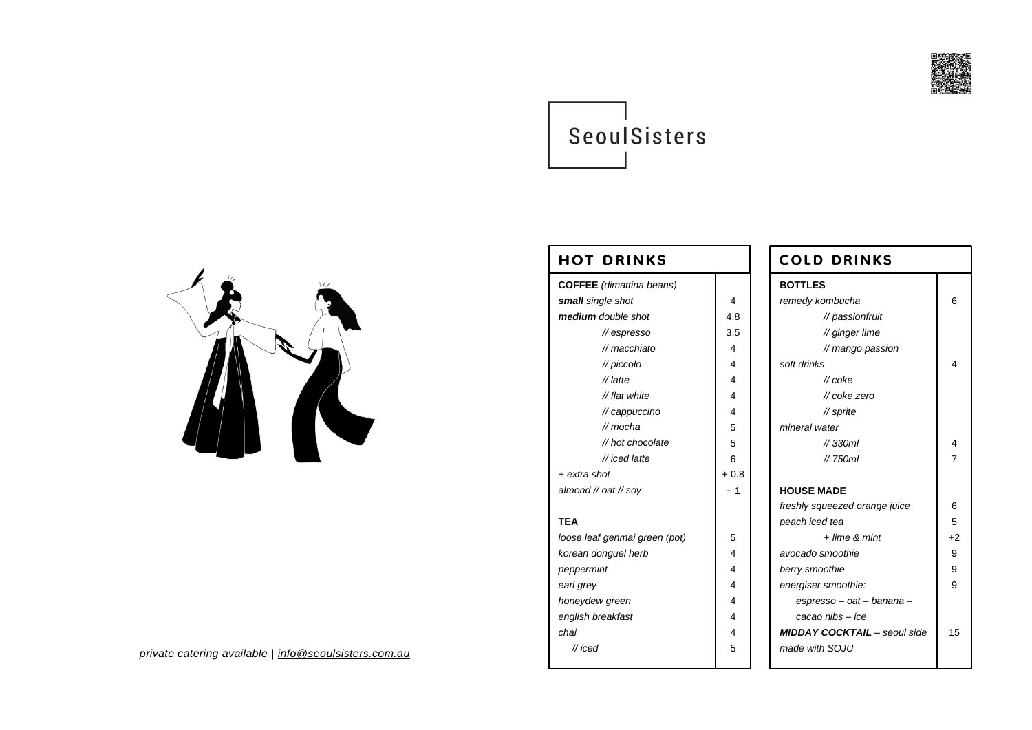# SeoulSisters

## HOT DRINKS

| | |
|---|---|
| **COFFEE** *(dimattina beans)* | |
| ***small*** *single shot* | 4 |
| ***medium*** *double shot* | 4.8 |
| *// espresso* | 3.5 |
| *// macchiato* | 4 |
| *// piccolo* | 4 |
| *// latte* | 4 |
| *// flat white* | 4 |
| *// cappuccino* | 4 |
| *// mocha* | 5 |
| *// hot chocolate* | 5 |
| *// iced latte* | 6 |
| *+ extra shot* | + 0.8 |
| *almond // oat // soy* | + 1 |
| | |
| **TEA** | |
| *loose leaf genmai green (pot)* | 5 |
| *korean donguel herb* | 4 |
| *peppermint* | 4 |
| *earl grey* | 4 |
| *honeydew green* | 4 |
| *english breakfast* | 4 |
| *chai* | 4 |
| *// iced* | 5 |

## COLD DRINKS

| | |
|---|---|
| **BOTTLES** | |
| *remedy kombucha* | 6 |
| *// passionfruit* | |
| *// ginger lime* | |
| *// mango passion* | |
| *soft drinks* | 4 |
| *// coke* | |
| *// coke zero* | |
| *// sprite* | |
| *mineral water* | |
| *// 330ml* | 4 |
| *// 750ml* | 7 |
| | |
| **HOUSE MADE** | |
| *freshly squeezed orange juice* | 6 |
| *peach iced tea* | 5 |
| *+ lime & mint* | +2 |
| *avocado smoothie* | 9 |
| *berry smoothie* | 9 |
| *energiser smoothie:* | 9 |
| *espresso – oat – banana –* | |
| *cacao nibs – ice* | |
| ***MIDDAY COCKTAIL*** *– seoul side* | 15 |
| *made with SOJU* | |

*private catering available | info@seoulsisters.com.au*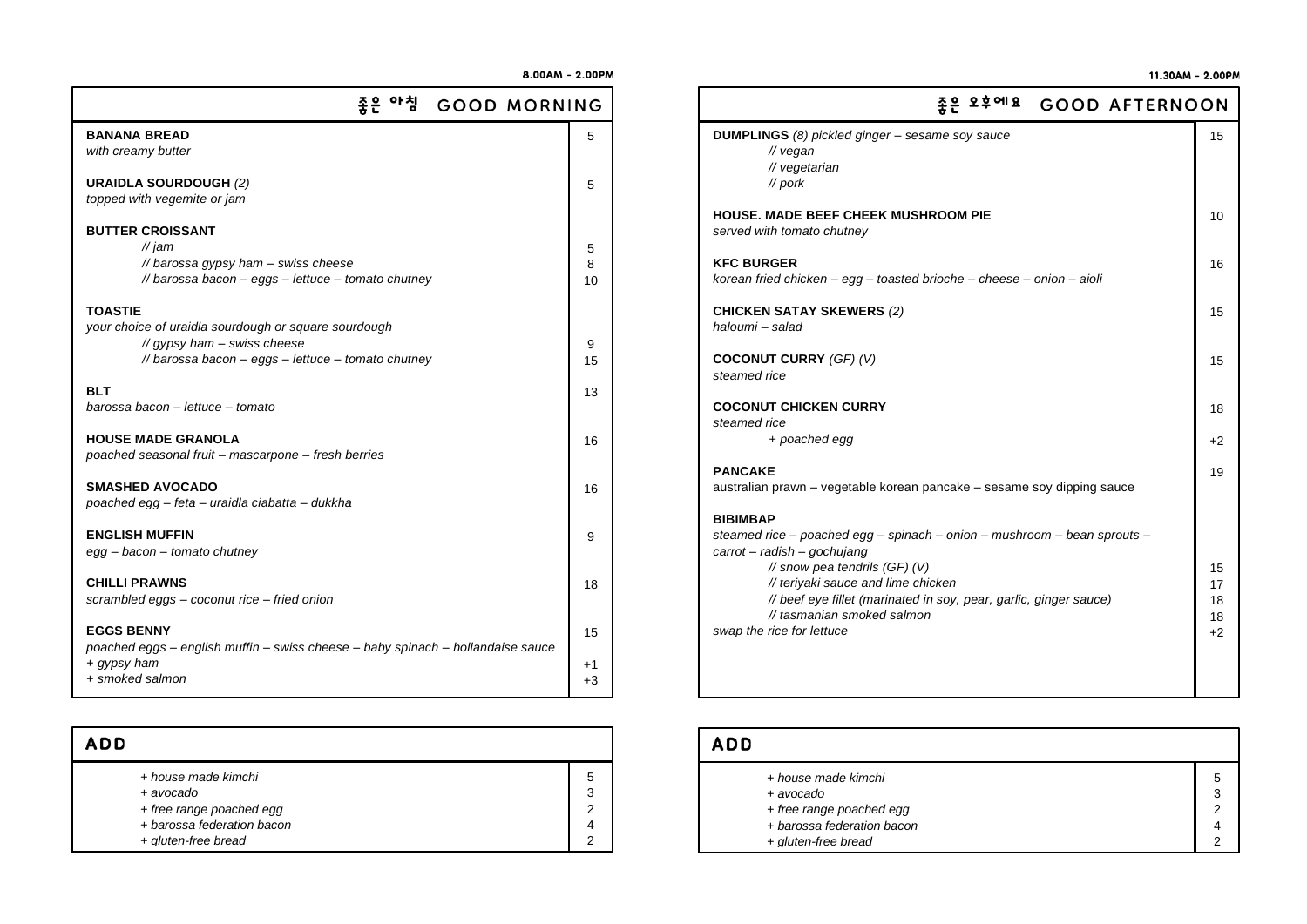8.00AM - 2.00PM

## 좋은 아침 GOOD MORNING

| | |
|---|---|
| **BANANA BREAD**<br>*with creamy butter* | 5 |
| **URAIDLA SOURDOUGH** *(2)*<br>*topped with vegemite or jam* | 5 |
| **BUTTER CROISSANT** | |
| *// jam* | 5 |
| *// barossa gypsy ham – swiss cheese* | 8 |
| *// barossa bacon – eggs – lettuce – tomato chutney* | 10 |
| **TOASTIE**<br>*your choice of uraidla sourdough or square sourdough* | |
| *// gypsy ham – swiss cheese* | 9 |
| *// barossa bacon – eggs – lettuce – tomato chutney* | 15 |
| **BLT**<br>*barossa bacon – lettuce – tomato* | 13 |
| **HOUSE MADE GRANOLA**<br>*poached seasonal fruit – mascarpone – fresh berries* | 16 |
| **SMASHED AVOCADO**<br>*poached egg – feta – uraidla ciabatta – dukkha* | 16 |
| **ENGLISH MUFFIN**<br>*egg – bacon – tomato chutney* | 9 |
| **CHILLI PRAWNS**<br>*scrambled eggs – coconut rice – fried onion* | 18 |
| **EGGS BENNY**<br>*poached eggs – english muffin – swiss cheese – baby spinach – hollandaise sauce* | 15 |
| *+ gypsy ham* | +1 |
| *+ smoked salmon* | +3 |

### ADD

| | |
|---|---|
| *+ house made kimchi* | 5 |
| *+ avocado* | 3 |
| *+ free range poached egg* | 2 |
| *+ barossa federation bacon* | 4 |
| *+ gluten-free bread* | 2 |

11.30AM - 2.00PM

## 좋은 오후에요 GOOD AFTERNOON

| | |
|---|---|
| **DUMPLINGS** *(8) pickled ginger – sesame soy sauce*<br>*// vegan*<br>*// vegetarian*<br>*// pork* | 15 |
| **HOUSE. MADE BEEF CHEEK MUSHROOM PIE**<br>*served with tomato chutney* | 10 |
| **KFC BURGER**<br>*korean fried chicken – egg – toasted brioche – cheese – onion – aioli* | 16 |
| **CHICKEN SATAY SKEWERS** *(2)*<br>*haloumi – salad* | 15 |
| **COCONUT CURRY** *(GF) (V)*<br>*steamed rice* | 15 |
| **COCONUT CHICKEN CURRY**<br>*steamed rice* | 18 |
| *+ poached egg* | +2 |
| **PANCAKE**<br>australian prawn – vegetable korean pancake – sesame soy dipping sauce | 19 |
| **BIBIMBAP**<br>*steamed rice – poached egg – spinach – onion – mushroom – bean sprouts – carrot – radish – gochujang* | |
| *// snow pea tendrils (GF) (V)* | 15 |
| *// teriyaki sauce and lime chicken* | 17 |
| *// beef eye fillet (marinated in soy, pear, garlic, ginger sauce)* | 18 |
| *// tasmanian smoked salmon* | 18 |
| *swap the rice for lettuce* | +2 |

### ADD

| | |
|---|---|
| *+ house made kimchi* | 5 |
| *+ avocado* | 3 |
| *+ free range poached egg* | 2 |
| *+ barossa federation bacon* | 4 |
| *+ gluten-free bread* | 2 |